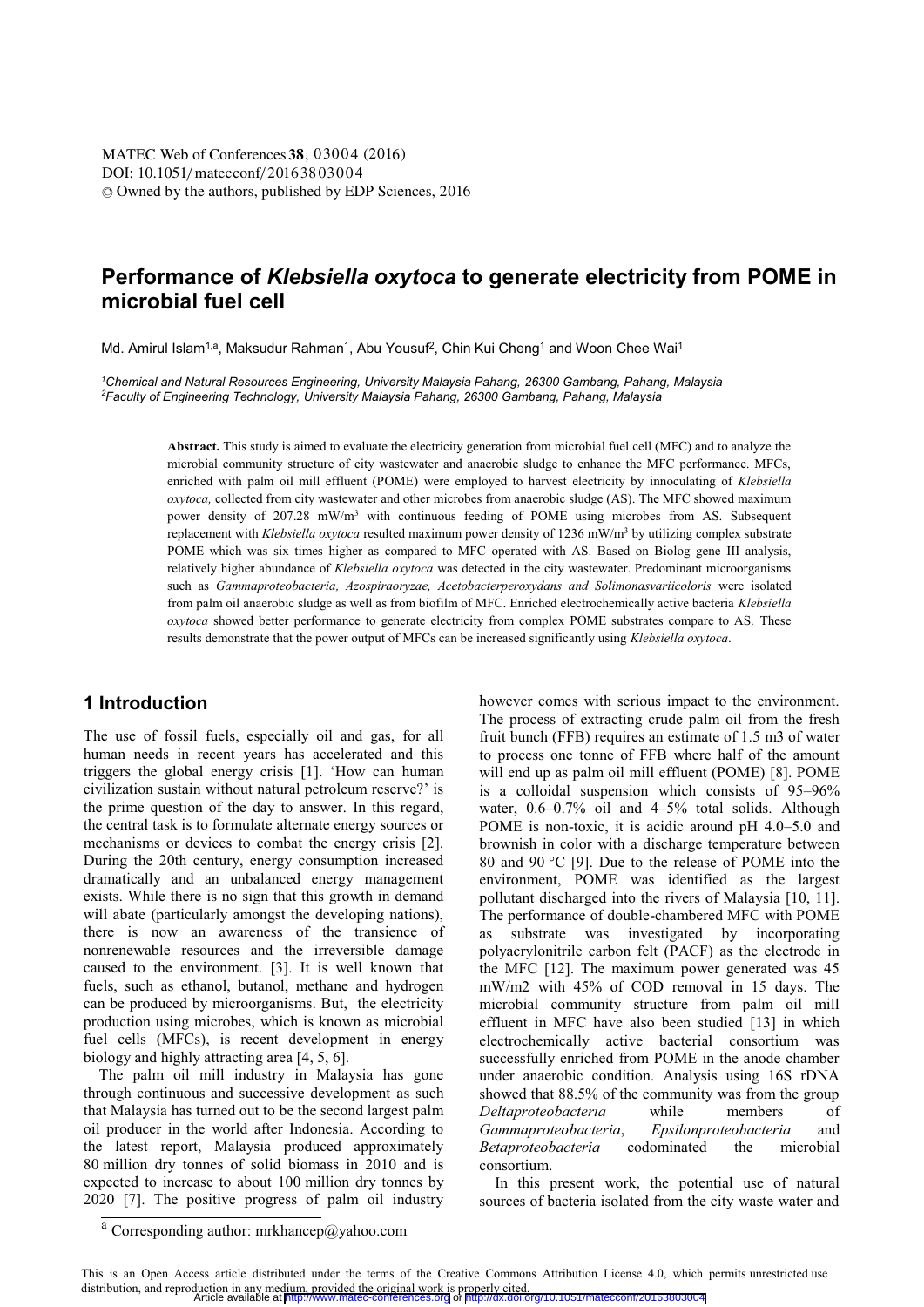# Performance of *Klebsiella oxytoca* to generate electricity from POME in microbial fuel cell

Md. Amirul Islam[1,a], Maksudur Rahman[1], Abu Yousuf[2], Chin Kui Cheng[1] and Woon Chee Wai[1]

[1]*Chemical and Natural Resources Engineering, University Malaysia Pahang, 26300 Gambang, Pahang, Malaysia*
[2]*Faculty of Engineering Technology, University Malaysia Pahang, 26300 Gambang, Pahang, Malaysia*

**Abstract.** This study is aimed to evaluate the electricity generation from microbial fuel cell (MFC) and to analyze the microbial community structure of city wastewater and anaerobic sludge to enhance the MFC performance. MFCs, enriched with palm oil mill effluent (POME) were employed to harvest electricity by innoculating of *Klebsiella oxytoca,* collected from city wastewater and other microbes from anaerobic sludge (AS). The MFC showed maximum power density of 207.28 mW/m$^3$ with continuous feeding of POME using microbes from AS. Subsequent replacement with *Klebsiella oxytoca* resulted maximum power density of 1236 mW/m$^3$ by utilizing complex substrate POME which was six times higher as compared to MFC operated with AS. Based on Biolog gene III analysis, relatively higher abundance of *Klebsiella oxytoca* was detected in the city wastewater. Predominant microorganisms such as *Gammaproteobacteria, Azospiraoryzae, Acetobacterperoxydans and Solimonasvariicoloris* were isolated from palm oil anaerobic sludge as well as from biofilm of MFC. Enriched electrochemically active bacteria *Klebsiella oxytoca* showed better performance to generate electricity from complex POME substrates compare to AS. These results demonstrate that the power output of MFCs can be increased significantly using *Klebsiella oxytoca*.

## 1 Introduction

The use of fossil fuels, especially oil and gas, for all human needs in recent years has accelerated and this triggers the global energy crisis [1]. 'How can human civilization sustain without natural petroleum reserve?' is the prime question of the day to answer. In this regard, the central task is to formulate alternate energy sources or mechanisms or devices to combat the energy crisis [2]. During the 20th century, energy consumption increased dramatically and an unbalanced energy management exists. While there is no sign that this growth in demand will abate (particularly amongst the developing nations), there is now an awareness of the transience of nonrenewable resources and the irreversible damage caused to the environment. [3]. It is well known that fuels, such as ethanol, butanol, methane and hydrogen can be produced by microorganisms. But, the electricity production using microbes, which is known as microbial fuel cells (MFCs), is recent development in energy biology and highly attracting area [4, 5, 6].

The palm oil mill industry in Malaysia has gone through continuous and successive development as such that Malaysia has turned out to be the second largest palm oil producer in the world after Indonesia. According to the latest report, Malaysia produced approximately 80 million dry tonnes of solid biomass in 2010 and is expected to increase to about 100 million dry tonnes by 2020 [7]. The positive progress of palm oil industry however comes with serious impact to the environment. The process of extracting crude palm oil from the fresh fruit bunch (FFB) requires an estimate of 1.5 m3 of water to process one tonne of FFB where half of the amount will end up as palm oil mill effluent (POME) [8]. POME is a colloidal suspension which consists of 95–96% water, 0.6–0.7% oil and 4–5% total solids. Although POME is non-toxic, it is acidic around pH 4.0–5.0 and brownish in color with a discharge temperature between 80 and 90 °C [9]. Due to the release of POME into the environment, POME was identified as the largest pollutant discharged into the rivers of Malaysia [10, 11]. The performance of double-chambered MFC with POME as substrate was investigated by incorporating polyacrylonitrile carbon felt (PACF) as the electrode in the MFC [12]. The maximum power generated was 45 mW/m2 with 45% of COD removal in 15 days. The microbial community structure from palm oil mill effluent in MFC have also been studied [13] in which electrochemically active bacterial consortium was successfully enriched from POME in the anode chamber under anaerobic condition. Analysis using 16S rDNA showed that 88.5% of the community was from the group *Deltaproteobacteria* while members of *Gammaproteobacteria*, *Epsilonproteobacteria* and *Betaproteobacteria* codominated the microbial consortium.

In this present work, the potential use of natural sources of bacteria isolated from the city waste water and

[a] Corresponding author: mrkhancep@yahoo.com

This is an Open Access article distributed under the terms of the Creative Commons Attribution License 4.0, which permits unrestricted use distribution, and reproduction in any medium, provided the original work is properly cited.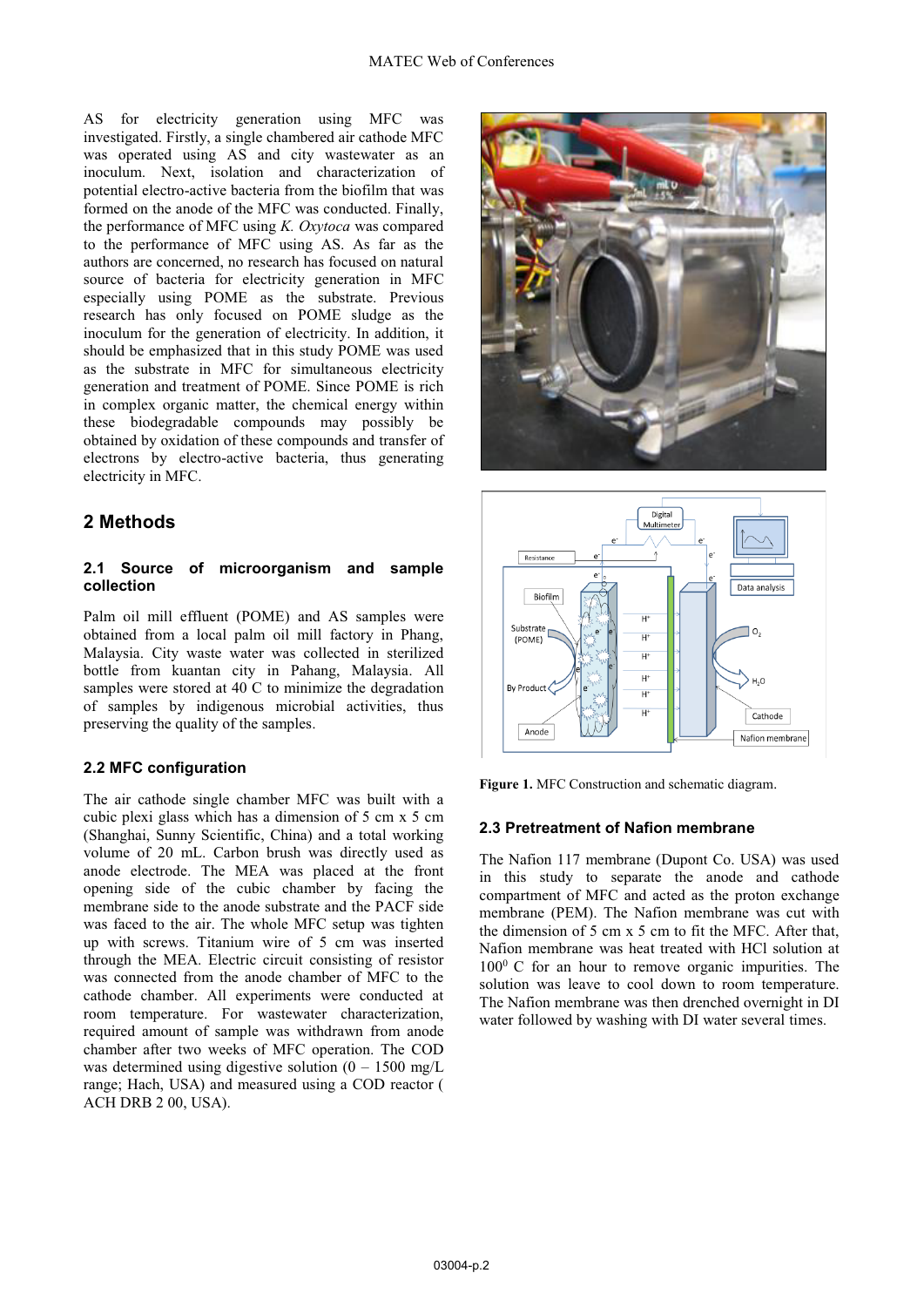AS for electricity generation using MFC was investigated. Firstly, a single chambered air cathode MFC was operated using AS and city wastewater as an inoculum. Next, isolation and characterization of potential electro-active bacteria from the biofilm that was formed on the anode of the MFC was conducted. Finally, the performance of MFC using *K. Oxytoca* was compared to the performance of MFC using AS. As far as the authors are concerned, no research has focused on natural source of bacteria for electricity generation in MFC especially using POME as the substrate. Previous research has only focused on POME sludge as the inoculum for the generation of electricity. In addition, it should be emphasized that in this study POME was used as the substrate in MFC for simultaneous electricity generation and treatment of POME. Since POME is rich in complex organic matter, the chemical energy within these biodegradable compounds may possibly be obtained by oxidation of these compounds and transfer of electrons by electro-active bacteria, thus generating electricity in MFC.

## 2 Methods

### 2.1 Source of microorganism and sample collection

Palm oil mill effluent (POME) and AS samples were obtained from a local palm oil mill factory in Phang, Malaysia. City waste water was collected in sterilized bottle from kuantan city in Pahang, Malaysia. All samples were stored at 40 C to minimize the degradation of samples by indigenous microbial activities, thus preserving the quality of the samples.

### 2.2 MFC configuration

The air cathode single chamber MFC was built with a cubic plexi glass which has a dimension of 5 cm x 5 cm (Shanghai, Sunny Scientific, China) and a total working volume of 20 mL. Carbon brush was directly used as anode electrode. The MEA was placed at the front opening side of the cubic chamber by facing the membrane side to the anode substrate and the PACF side was faced to the air. The whole MFC setup was tighten up with screws. Titanium wire of 5 cm was inserted through the MEA. Electric circuit consisting of resistor was connected from the anode chamber of MFC to the cathode chamber. All experiments were conducted at room temperature. For wastewater characterization, required amount of sample was withdrawn from anode chamber after two weeks of MFC operation. The COD was determined using digestive solution (0 – 1500 mg/L range; Hach, USA) and measured using a COD reactor ( ACH DRB 2 00, USA).

**Figure 1.** MFC Construction and schematic diagram.

### 2.3 Pretreatment of Nafion membrane

The Nafion 117 membrane (Dupont Co. USA) was used in this study to separate the anode and cathode compartment of MFC and acted as the proton exchange membrane (PEM). The Nafion membrane was cut with the dimension of 5 cm x 5 cm to fit the MFC. After that, Nafion membrane was heat treated with HCl solution at $100^0$ C for an hour to remove organic impurities. The solution was leave to cool down to room temperature. The Nafion membrane was then drenched overnight in DI water followed by washing with DI water several times.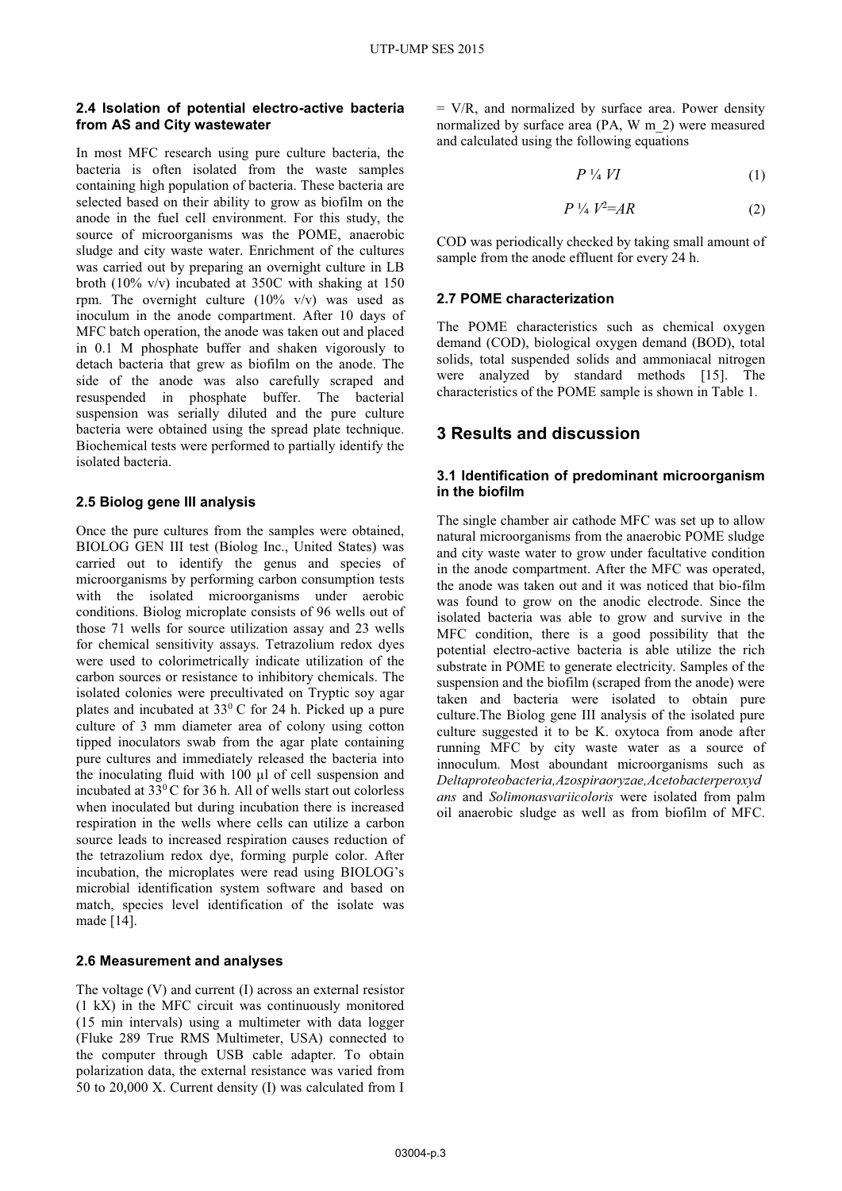### 2.4 Isolation of potential electro-active bacteria from AS and City wastewater

In most MFC research using pure culture bacteria, the bacteria is often isolated from the waste samples containing high population of bacteria. These bacteria are selected based on their ability to grow as biofilm on the anode in the fuel cell environment. For this study, the source of microorganisms was the POME, anaerobic sludge and city waste water. Enrichment of the cultures was carried out by preparing an overnight culture in LB broth (10% v/v) incubated at 350C with shaking at 150 rpm. The overnight culture (10% v/v) was used as inoculum in the anode compartment. After 10 days of MFC batch operation, the anode was taken out and placed in 0.1 M phosphate buffer and shaken vigorously to detach bacteria that grew as biofilm on the anode. The side of the anode was also carefully scraped and resuspended in phosphate buffer. The bacterial suspension was serially diluted and the pure culture bacteria were obtained using the spread plate technique. Biochemical tests were performed to partially identify the isolated bacteria.

### 2.5 Biolog gene III analysis

Once the pure cultures from the samples were obtained, BIOLOG GEN III test (Biolog Inc., United States) was carried out to identify the genus and species of microorganisms by performing carbon consumption tests with the isolated microorganisms under aerobic conditions. Biolog microplate consists of 96 wells out of those 71 wells for source utilization assay and 23 wells for chemical sensitivity assays. Tetrazolium redox dyes were used to colorimetrically indicate utilization of the carbon sources or resistance to inhibitory chemicals. The isolated colonies were precultivated on Tryptic soy agar plates and incubated at $33^0$ C for 24 h. Picked up a pure culture of 3 mm diameter area of colony using cotton tipped inoculators swab from the agar plate containing pure cultures and immediately released the bacteria into the inoculating fluid with 100 µl of cell suspension and incubated at $33^0$ C for 36 h. All of wells start out colorless when inoculated but during incubation there is increased respiration in the wells where cells can utilize a carbon source leads to increased respiration causes reduction of the tetrazolium redox dye, forming purple color. After incubation, the microplates were read using BIOLOG's microbial identification system software and based on match, species level identification of the isolate was made [14].

### 2.6 Measurement and analyses

The voltage (V) and current (I) across an external resistor (1 kX) in the MFC circuit was continuously monitored (15 min intervals) using a multimeter with data logger (Fluke 289 True RMS Multimeter, USA) connected to the computer through USB cable adapter. To obtain polarization data, the external resistance was varied from 50 to 20,000 X. Current density (I) was calculated from I = V/R, and normalized by surface area. Power density normalized by surface area (PA, W m_2) were measured and calculated using the following equations

$$P \text{ ¼ } VI \tag{1}$$

$$P \text{ ¼ } V^2{=}AR \tag{2}$$

COD was periodically checked by taking small amount of sample from the anode effluent for every 24 h.

### 2.7 POME characterization

The POME characteristics such as chemical oxygen demand (COD), biological oxygen demand (BOD), total solids, total suspended solids and ammoniacal nitrogen were analyzed by standard methods [15]. The characteristics of the POME sample is shown in Table 1.

## 3 Results and discussion

### 3.1 Identification of predominant microorganism in the biofilm

The single chamber air cathode MFC was set up to allow natural microorganisms from the anaerobic POME sludge and city waste water to grow under facultative condition in the anode compartment. After the MFC was operated, the anode was taken out and it was noticed that bio-film was found to grow on the anodic electrode. Since the isolated bacteria was able to grow and survive in the MFC condition, there is a good possibility that the potential electro-active bacteria is able utilize the rich substrate in POME to generate electricity. Samples of the suspension and the biofilm (scraped from the anode) were taken and bacteria were isolated to obtain pure culture.The Biolog gene III analysis of the isolated pure culture suggested it to be K. oxytoca from anode after running MFC by city waste water as a source of innoculum. Most abundant microorganisms such as *Deltaproteobacteria,Azospiraoryzae,Acetobacterperoxydans* and *Solimonasvariicoloris* were isolated from palm oil anaerobic sludge as well as from biofilm of MFC.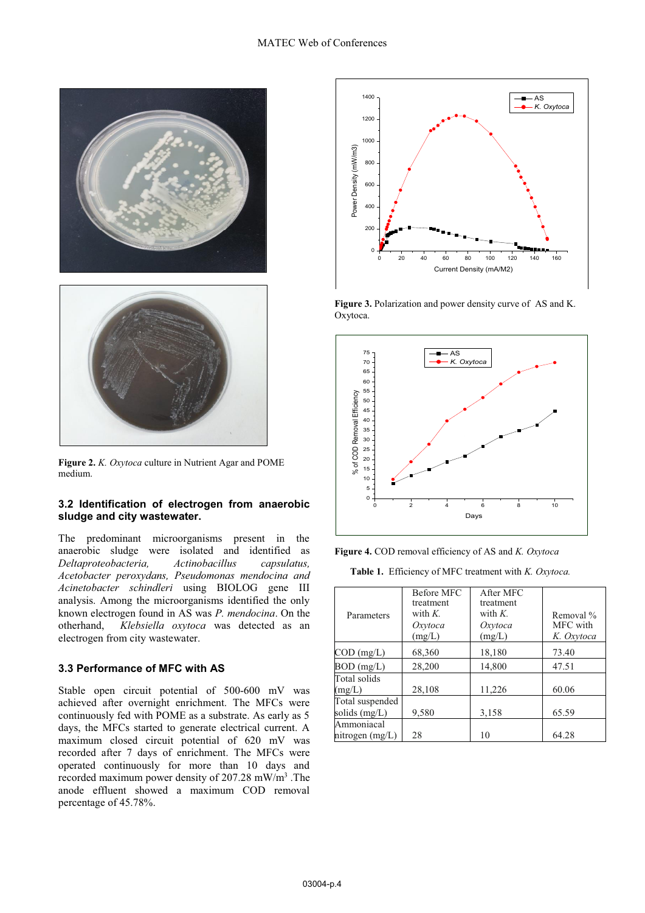**Figure 2.** *K. Oxytoca* culture in Nutrient Agar and POME medium.

### 3.2 Identification of electrogen from anaerobic sludge and city wastewater.

The predominant microorganisms present in the anaerobic sludge were isolated and identified as *Deltaproteobacteria, Actinobacillus capsulatus, Acetobacter peroxydans, Pseudomonas mendocina and Acinetobacter schindleri* using BIOLOG gene III analysis. Among the microorganisms identified the only known electrogen found in AS was *P. mendocina*. On the otherhand, *Klebsiella oxytoca* was detected as an electrogen from city wastewater.

### 3.3 Performance of MFC with AS

Stable open circuit potential of 500-600 mV was achieved after overnight enrichment. The MFCs were continuously fed with POME as a substrate. As early as 5 days, the MFCs started to generate electrical current. A maximum closed circuit potential of 620 mV was recorded after 7 days of enrichment. The MFCs were operated continuously for more than 10 days and recorded maximum power density of 207.28 mW/m$^3$ .The anode effluent showed a maximum COD removal percentage of 45.78%.

**Figure 3.** Polarization and power density curve of AS and K. Oxytoca.

**Figure 4.** COD removal efficiency of AS and *K. Oxytoca*

**Table 1.** Efficiency of MFC treatment with *K. Oxytoca.*

| Parameters | Before MFC treatment with *K. Oxytoca* (mg/L) | After MFC treatment with *K. Oxytoca* (mg/L) | Removal % MFC with *K. Oxytoca* |
|---|---|---|---|
| COD (mg/L) | 68,360 | 18,180 | 73.40 |
| BOD (mg/L) | 28,200 | 14,800 | 47.51 |
| Total solids (mg/L) | 28,108 | 11,226 | 60.06 |
| Total suspended solids (mg/L) | 9,580 | 3,158 | 65.59 |
| Ammoniacal nitrogen (mg/L) | 28 | 10 | 64.28 |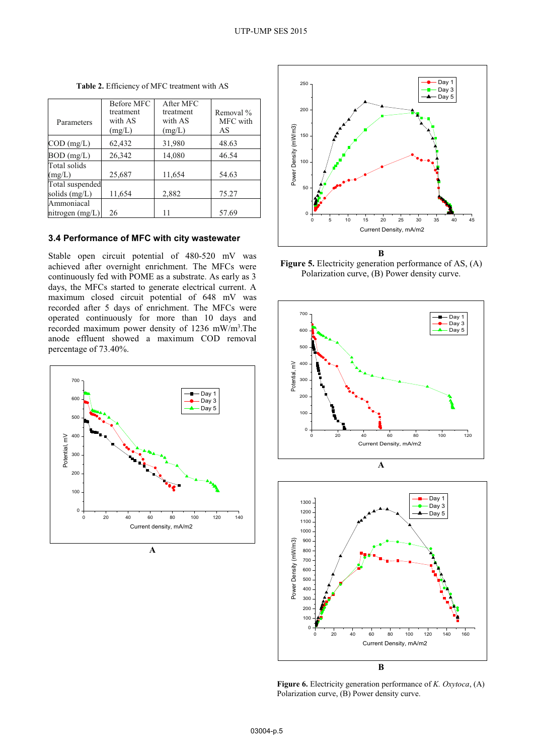**Table 2.** Efficiency of MFC treatment with AS

| Parameters | Before MFC treatment with AS (mg/L) | After MFC treatment with AS (mg/L) | Removal % MFC with AS |
|---|---|---|---|
| COD (mg/L) | 62,432 | 31,980 | 48.63 |
| BOD (mg/L) | 26,342 | 14,080 | 46.54 |
| Total solids (mg/L) | 25,687 | 11,654 | 54.63 |
| Total suspended solids (mg/L) | 11,654 | 2,882 | 75.27 |
| Ammoniacal nitrogen (mg/L) | 26 | 11 | 57.69 |

### 3.4 Performance of MFC with city wastewater

Stable open circuit potential of 480-520 mV was achieved after overnight enrichment. The MFCs were continuously fed with POME as a substrate. As early as 3 days, the MFCs started to generate electrical current. A maximum closed circuit potential of 648 mV was recorded after 5 days of enrichment. The MFCs were operated continuously for more than 10 days and recorded maximum power density of 1236 mW/m$^3$.The anode effluent showed a maximum COD removal percentage of 73.40%.

A

B

**Figure 5.** Electricity generation performance of AS, (A) Polarization curve, (B) Power density curve.

A

B

**Figure 6.** Electricity generation performance of *K. Oxytoca*, (A) Polarization curve, (B) Power density curve.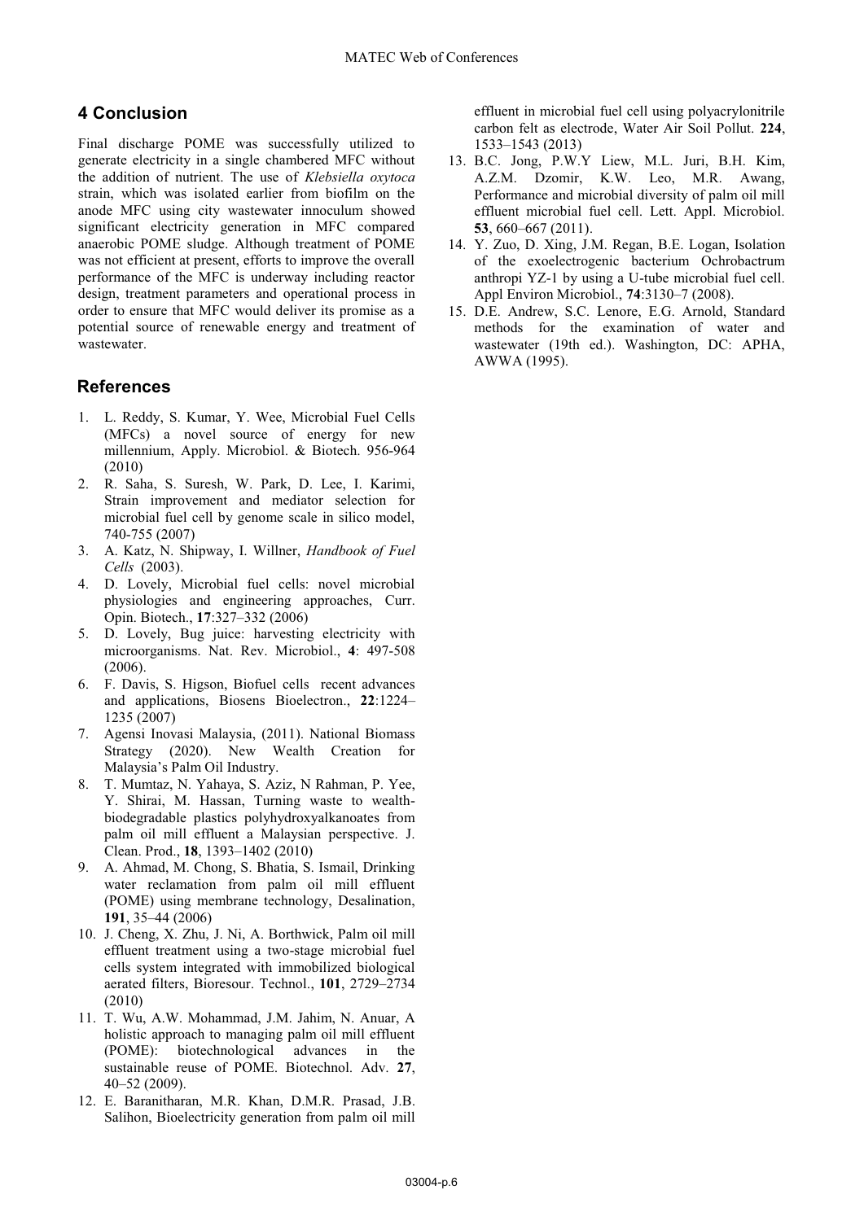## 4 Conclusion

Final discharge POME was successfully utilized to generate electricity in a single chambered MFC without the addition of nutrient. The use of *Klebsiella oxytoca* strain, which was isolated earlier from biofilm on the anode MFC using city wastewater innoculum showed significant electricity generation in MFC compared anaerobic POME sludge. Although treatment of POME was not efficient at present, efforts to improve the overall performance of the MFC is underway including reactor design, treatment parameters and operational process in order to ensure that MFC would deliver its promise as a potential source of renewable energy and treatment of wastewater.

## References

1. L. Reddy, S. Kumar, Y. Wee, Microbial Fuel Cells (MFCs) a novel source of energy for new millennium, Apply. Microbiol. & Biotech. 956-964 (2010)
2. R. Saha, S. Suresh, W. Park, D. Lee, I. Karimi, Strain improvement and mediator selection for microbial fuel cell by genome scale in silico model, 740-755 (2007)
3. A. Katz, N. Shipway, I. Willner, *Handbook of Fuel Cells* (2003).
4. D. Lovely, Microbial fuel cells: novel microbial physiologies and engineering approaches, Curr. Opin. Biotech., **17**:327–332 (2006)
5. D. Lovely, Bug juice: harvesting electricity with microorganisms. Nat. Rev. Microbiol., **4**: 497-508 (2006).
6. F. Davis, S. Higson, Biofuel cells recent advances and applications, Biosens Bioelectron., **22**:1224–1235 (2007)
7. Agensi Inovasi Malaysia, (2011). National Biomass Strategy (2020). New Wealth Creation for Malaysia's Palm Oil Industry.
8. T. Mumtaz, N. Yahaya, S. Aziz, N Rahman, P. Yee, Y. Shirai, M. Hassan, Turning waste to wealth-biodegradable plastics polyhydroxyalkanoates from palm oil mill effluent a Malaysian perspective. J. Clean. Prod., **18**, 1393–1402 (2010)
9. A. Ahmad, M. Chong, S. Bhatia, S. Ismail, Drinking water reclamation from palm oil mill effluent (POME) using membrane technology, Desalination, **191**, 35–44 (2006)
10. J. Cheng, X. Zhu, J. Ni, A. Borthwick, Palm oil mill effluent treatment using a two-stage microbial fuel cells system integrated with immobilized biological aerated filters, Bioresour. Technol., **101**, 2729–2734 (2010)
11. T. Wu, A.W. Mohammad, J.M. Jahim, N. Anuar, A holistic approach to managing palm oil mill effluent (POME): biotechnological advances in the sustainable reuse of POME. Biotechnol. Adv. **27**, 40–52 (2009).
12. E. Baranitharan, M.R. Khan, D.M.R. Prasad, J.B. Salihon, Bioelectricity generation from palm oil mill effluent in microbial fuel cell using polyacrylonitrile carbon felt as electrode, Water Air Soil Pollut. **224**, 1533–1543 (2013)
13. B.C. Jong, P.W.Y Liew, M.L. Juri, B.H. Kim, A.Z.M. Dzomir, K.W. Leo, M.R. Awang, Performance and microbial diversity of palm oil mill effluent microbial fuel cell. Lett. Appl. Microbiol. **53**, 660–667 (2011).
14. Y. Zuo, D. Xing, J.M. Regan, B.E. Logan, Isolation of the exoelectrogenic bacterium Ochrobactrum anthropi YZ-1 by using a U-tube microbial fuel cell. Appl Environ Microbiol., **74**:3130–7 (2008).
15. D.E. Andrew, S.C. Lenore, E.G. Arnold, Standard methods for the examination of water and wastewater (19th ed.). Washington, DC: APHA, AWWA (1995).